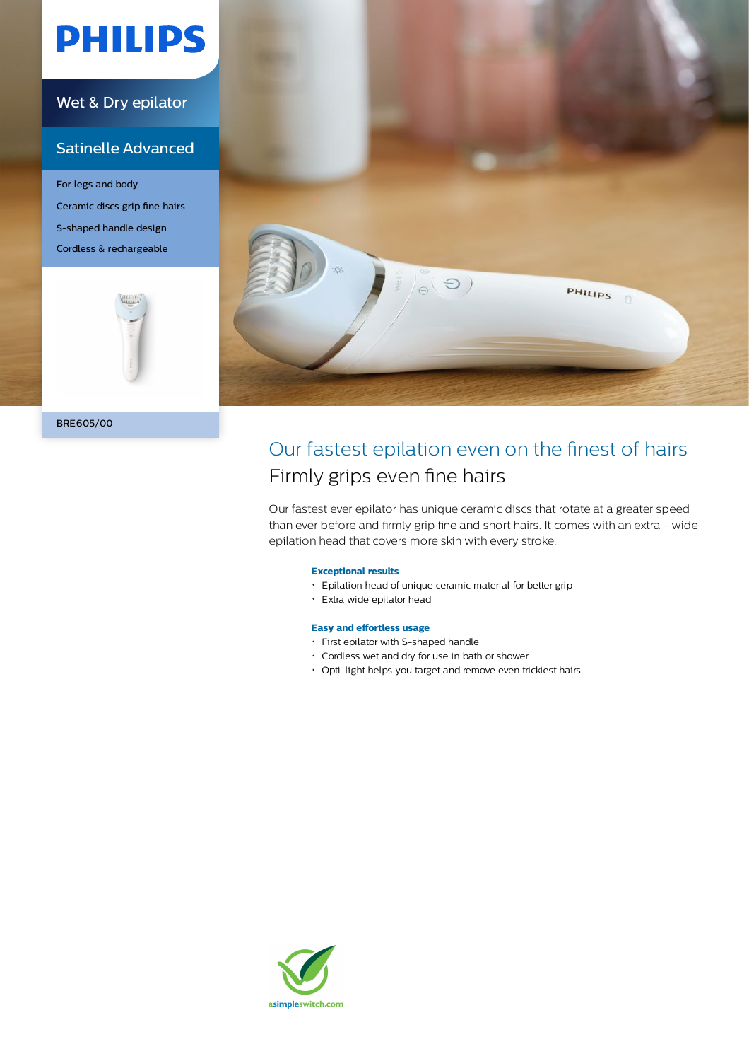# PHILIPS

## Wet & Dry epilator

## Satinelle Advanced

For legs and body

Ceramic discs grip fine hairs

S-shaped handle design

Cordless & rechargeable

BRE605/00

## Our fastest epilation even on the finest of hairs

### Firmly grips even fine hairs

Our fastest ever epilator has unique ceramic discs that rotate at a greater speed than ever before and firmly grip fine and short hairs. It comes with an extra - wide epilation head that covers more skin with every stroke.

**Exceptional results**

- Epilation head of unique ceramic material for better grip
- Extra wide epilator head

**Easy and effortless usage**

- First epilator with S-shaped handle
- Cordless wet and dry for use in bath or shower
- Opti-light helps you target and remove even trickiest hairs

asimpleswitch.com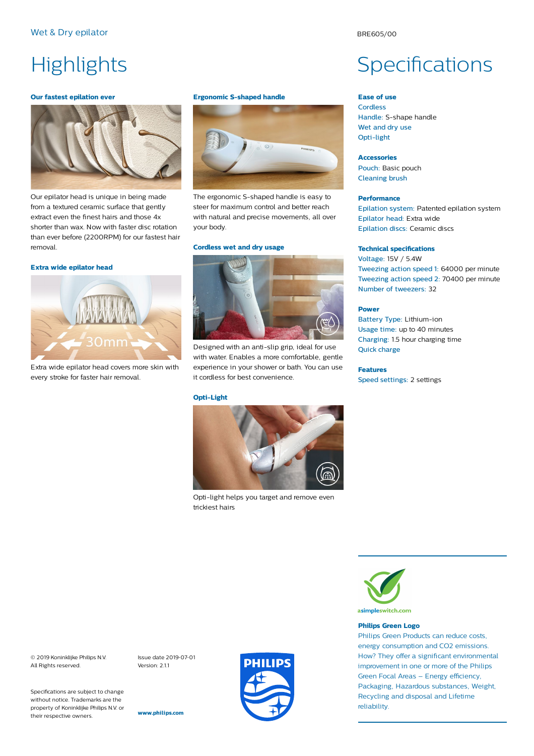Wet & Dry epilator

BRE605/00

# Highlights

### Our fastest epilation ever

Our epilator head is unique in being made from a textured ceramic surface that gently extract even the finest hairs and those 4x shorter than wax. Now with faster disc rotation than ever before (2200RPM) for our fastest hair removal.

### Extra wide epilator head

30mm

Extra wide epilator head covers more skin with every stroke for faster hair removal.

### Ergonomic S-shaped handle

The ergonomic S-shaped handle is easy to steer for maximum control and better reach with natural and precise movements, all over your body.

### Cordless wet and dry usage

Designed with an anti-slip grip, ideal for use with water. Enables a more comfortable, gentle experience in your shower or bath. You can use it cordless for best convenience.

### Opti-Light

Opti-light helps you target and remove even trickiest hairs

# Specifications

### Ease of use

- Cordless
- Handle: S-shape handle
- Wet and dry use
- Opti-light

### Accessories

- Pouch: Basic pouch
- Cleaning brush

### Performance

- Epilation system: Patented epilation system
- Epilator head: Extra wide
- Epilation discs: Ceramic discs

### Technical specifications

- Voltage: 15V / 5.4W
- Tweezing action speed 1: 64000 per minute
- Tweezing action speed 2: 70400 per minute
- Number of tweezers: 32

### Power

- Battery Type: Lithium-ion
- Usage time: up to 40 minutes
- Charging: 1.5 hour charging time
- Quick charge

### Features

- Speed settings: 2 settings

asimpleswitch.com

### Philips Green Logo

Philips Green Products can reduce costs, energy consumption and CO2 emissions. How? They offer a significant environmental improvement in one or more of the Philips Green Focal Areas – Energy efficiency, Packaging, Hazardous substances, Weight, Recycling and disposal and Lifetime reliability.

© 2019 Koninklijke Philips N.V.
All Rights reserved.

Issue date 2019-07-01
Version: 2.1.1

Specifications are subject to change without notice. Trademarks are the property of Koninklijke Philips N.V. or their respective owners.

www.philips.com

PHILIPS